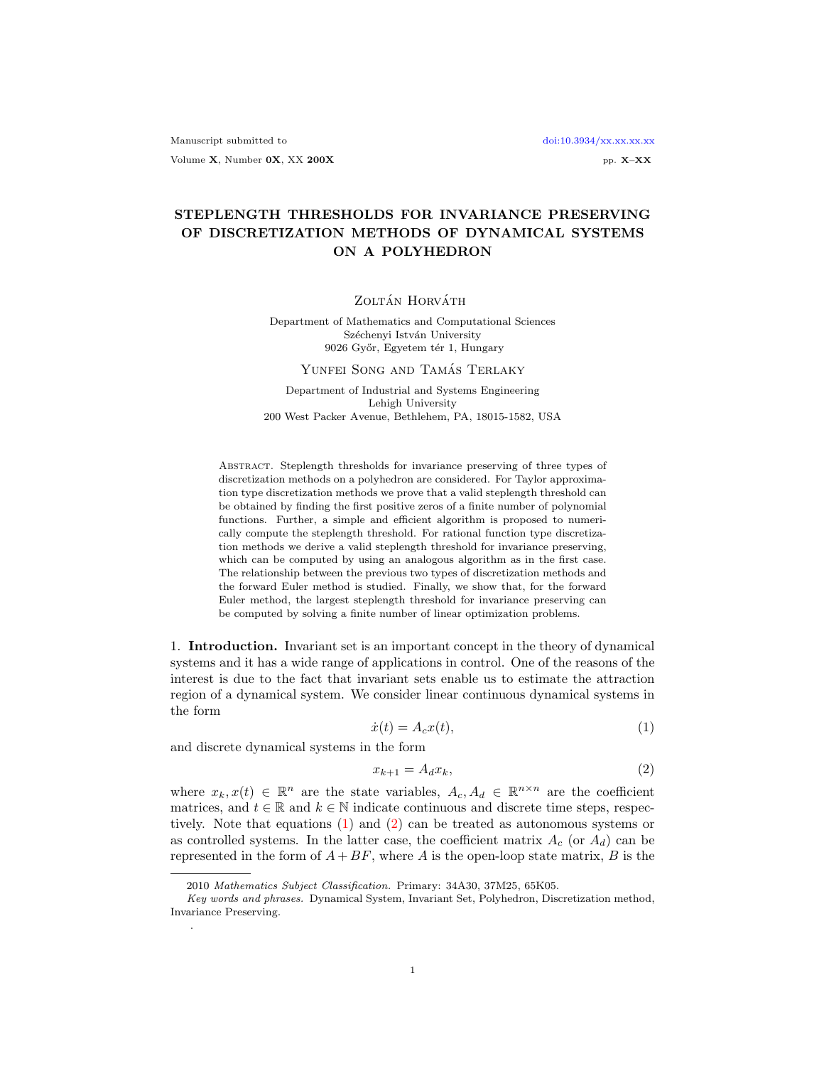# STEPLENGTH THRESHOLDS FOR INVARIANCE PRESERVING OF DISCRETIZATION METHODS OF DYNAMICAL SYSTEMS ON A POLYHEDRON

Zoltán Horváth

Department of Mathematics and Computational Sciences
Széchenyi István University
9026 Győr, Egyetem tér 1, Hungary

Yunfei Song and Tamás Terlaky

Department of Industrial and Systems Engineering
Lehigh University
200 West Packer Avenue, Bethlehem, PA, 18015-1582, USA

Abstract. Steplength thresholds for invariance preserving of three types of discretization methods on a polyhedron are considered. For Taylor approximation type discretization methods we prove that a valid steplength threshold can be obtained by finding the first positive zeros of a finite number of polynomial functions. Further, a simple and efficient algorithm is proposed to numerically compute the steplength threshold. For rational function type discretization methods we derive a valid steplength threshold for invariance preserving, which can be computed by using an analogous algorithm as in the first case. The relationship between the previous two types of discretization methods and the forward Euler method is studied. Finally, we show that, for the forward Euler method, the largest steplength threshold for invariance preserving can be computed by solving a finite number of linear optimization problems.

## 1. Introduction.

Invariant set is an important concept in the theory of dynamical systems and it has a wide range of applications in control. One of the reasons of the interest is due to the fact that invariant sets enable us to estimate the attraction region of a dynamical system. We consider linear continuous dynamical systems in the form

$$\dot{x}(t) = A_c x(t), \tag{1}$$

and discrete dynamical systems in the form

$$x_{k+1} = A_d x_k, \tag{2}$$

where $x_k, x(t) \in \mathbb{R}^n$ are the state variables, $A_c, A_d \in \mathbb{R}^{n\times n}$ are the coefficient matrices, and $t \in \mathbb{R}$ and $k \in \mathbb{N}$ indicate continuous and discrete time steps, respectively. Note that equations (1) and (2) can be treated as autonomous systems or as controlled systems. In the latter case, the coefficient matrix $A_c$ (or $A_d$) can be represented in the form of $A + BF$, where $A$ is the open-loop state matrix, $B$ is the

---

2010 *Mathematics Subject Classification.* Primary: 34A30, 37M25, 65K05.

*Key words and phrases.* Dynamical System, Invariant Set, Polyhedron, Discretization method, Invariance Preserving.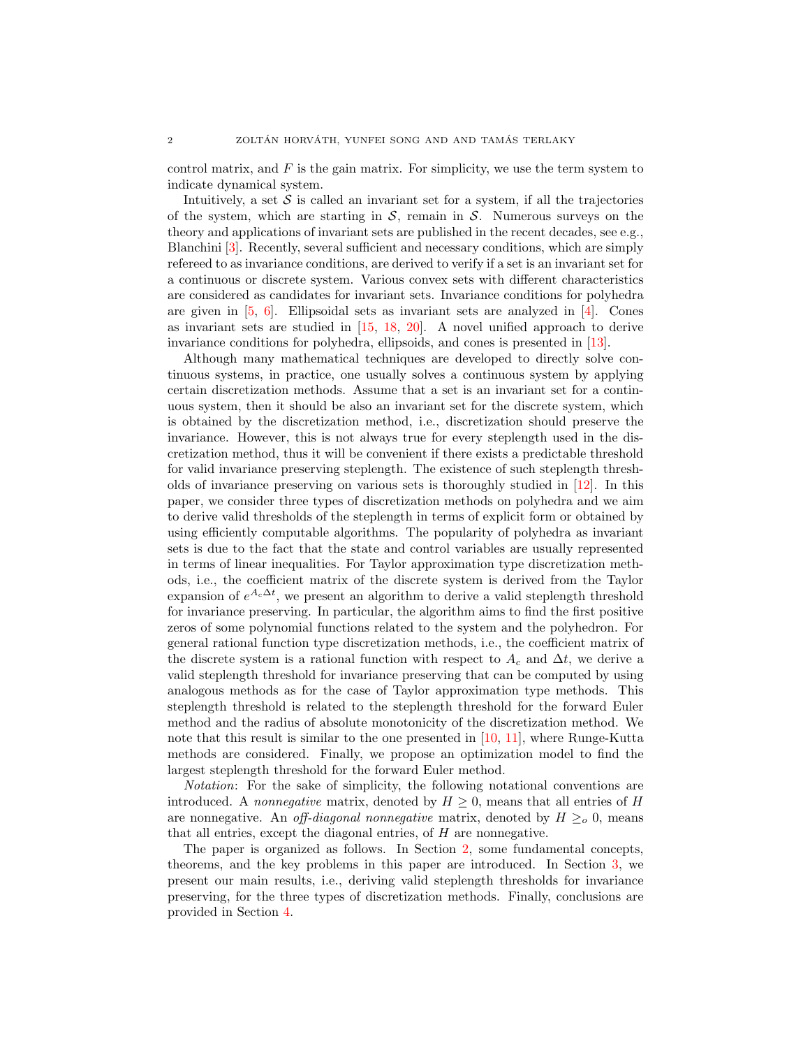control matrix, and $F$ is the gain matrix. For simplicity, we use the term system to indicate dynamical system.

Intuitively, a set $\mathcal{S}$ is called an invariant set for a system, if all the trajectories of the system, which are starting in $\mathcal{S}$, remain in $\mathcal{S}$. Numerous surveys on the theory and applications of invariant sets are published in the recent decades, see e.g., Blanchini [3]. Recently, several sufficient and necessary conditions, which are simply refereed to as invariance conditions, are derived to verify if a set is an invariant set for a continuous or discrete system. Various convex sets with different characteristics are considered as candidates for invariant sets. Invariance conditions for polyhedra are given in [5, 6]. Ellipsoidal sets as invariant sets are analyzed in [4]. Cones as invariant sets are studied in [15, 18, 20]. A novel unified approach to derive invariance conditions for polyhedra, ellipsoids, and cones is presented in [13].

Although many mathematical techniques are developed to directly solve continuous systems, in practice, one usually solves a continuous system by applying certain discretization methods. Assume that a set is an invariant set for a continuous system, then it should be also an invariant set for the discrete system, which is obtained by the discretization method, i.e., discretization should preserve the invariance. However, this is not always true for every steplength used in the discretization method, thus it will be convenient if there exists a predictable threshold for valid invariance preserving steplength. The existence of such steplength thresholds of invariance preserving on various sets is thoroughly studied in [12]. In this paper, we consider three types of discretization methods on polyhedra and we aim to derive valid thresholds of the steplength in terms of explicit form or obtained by using efficiently computable algorithms. The popularity of polyhedra as invariant sets is due to the fact that the state and control variables are usually represented in terms of linear inequalities. For Taylor approximation type discretization methods, i.e., the coefficient matrix of the discrete system is derived from the Taylor expansion of $e^{A_c \Delta t}$, we present an algorithm to derive a valid steplength threshold for invariance preserving. In particular, the algorithm aims to find the first positive zeros of some polynomial functions related to the system and the polyhedron. For general rational function type discretization methods, i.e., the coefficient matrix of the discrete system is a rational function with respect to $A_c$ and $\Delta t$, we derive a valid steplength threshold for invariance preserving that can be computed by using analogous methods as for the case of Taylor approximation type methods. This steplength threshold is related to the steplength threshold for the forward Euler method and the radius of absolute monotonicity of the discretization method. We note that this result is similar to the one presented in [10, 11], where Runge-Kutta methods are considered. Finally, we propose an optimization model to find the largest steplength threshold for the forward Euler method.

*Notation*: For the sake of simplicity, the following notational conventions are introduced. A *nonnegative* matrix, denoted by $H \geq 0$, means that all entries of $H$ are nonnegative. An *off-diagonal nonnegative* matrix, denoted by $H \geq_o 0$, means that all entries, except the diagonal entries, of $H$ are nonnegative.

The paper is organized as follows. In Section 2, some fundamental concepts, theorems, and the key problems in this paper are introduced. In Section 3, we present our main results, i.e., deriving valid steplength thresholds for invariance preserving, for the three types of discretization methods. Finally, conclusions are provided in Section 4.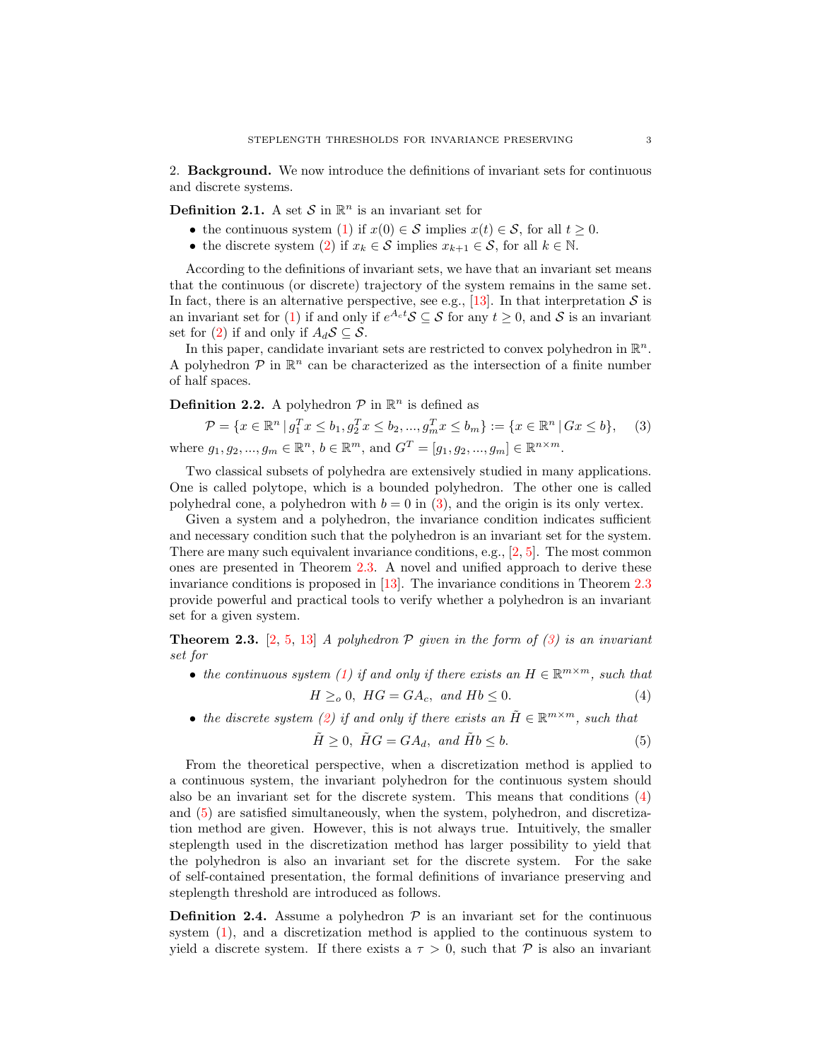## 2. Background.

We now introduce the definitions of invariant sets for continuous and discrete systems.

**Definition 2.1.** A set $\mathcal{S}$ in $\mathbb{R}^n$ is an invariant set for

- the continuous system (1) if $x(0) \in \mathcal{S}$ implies $x(t) \in \mathcal{S}$, for all $t \geq 0$.
- the discrete system (2) if $x_k \in \mathcal{S}$ implies $x_{k+1} \in \mathcal{S}$, for all $k \in \mathbb{N}$.

According to the definitions of invariant sets, we have that an invariant set means that the continuous (or discrete) trajectory of the system remains in the same set. In fact, there is an alternative perspective, see e.g., [13]. In that interpretation $\mathcal{S}$ is an invariant set for (1) if and only if $e^{A_c t}\mathcal{S} \subseteq \mathcal{S}$ for any $t \geq 0$, and $\mathcal{S}$ is an invariant set for (2) if and only if $A_d \mathcal{S} \subseteq \mathcal{S}$.

In this paper, candidate invariant sets are restricted to convex polyhedron in $\mathbb{R}^n$. A polyhedron $\mathcal{P}$ in $\mathbb{R}^n$ can be characterized as the intersection of a finite number of half spaces.

**Definition 2.2.** A polyhedron $\mathcal{P}$ in $\mathbb{R}^n$ is defined as

$$\mathcal{P} = \{x \in \mathbb{R}^n \,|\, g_1^T x \leq b_1, g_2^T x \leq b_2, ..., g_m^T x \leq b_m\} := \{x \in \mathbb{R}^n \,|\, Gx \leq b\}, \tag{3}$$

where $g_1, g_2, ..., g_m \in \mathbb{R}^n$, $b \in \mathbb{R}^m$, and $G^T = [g_1, g_2, ..., g_m] \in \mathbb{R}^{n \times m}$.

Two classical subsets of polyhedra are extensively studied in many applications. One is called polytope, which is a bounded polyhedron. The other one is called polyhedral cone, a polyhedron with $b = 0$ in (3), and the origin is its only vertex.

Given a system and a polyhedron, the invariance condition indicates sufficient and necessary condition such that the polyhedron is an invariant set for the system. There are many such equivalent invariance conditions, e.g., [2, 5]. The most common ones are presented in Theorem 2.3. A novel and unified approach to derive these invariance conditions is proposed in [13]. The invariance conditions in Theorem 2.3 provide powerful and practical tools to verify whether a polyhedron is an invariant set for a given system.

**Theorem 2.3.** [2, 5, 13] *A polyhedron $\mathcal{P}$ given in the form of (3) is an invariant set for*

- *the continuous system (1) if and only if there exists an $H \in \mathbb{R}^{m \times m}$, such that*
$$H \geq_o 0, \;\; HG = GA_c, \;\; \text{and } Hb \leq 0. \tag{4}$$
- *the discrete system (2) if and only if there exists an $\tilde{H} \in \mathbb{R}^{m \times m}$, such that*
$$\tilde{H} \geq 0, \;\; \tilde{H}G = GA_d, \;\; \text{and } \tilde{H}b \leq b. \tag{5}$$

From the theoretical perspective, when a discretization method is applied to a continuous system, the invariant polyhedron for the continuous system should also be an invariant set for the discrete system. This means that conditions (4) and (5) are satisfied simultaneously, when the system, polyhedron, and discretization method are given. However, this is not always true. Intuitively, the smaller steplength used in the discretization method has larger possibility to yield that the polyhedron is also an invariant set for the discrete system. For the sake of self-contained presentation, the formal definitions of invariance preserving and steplength threshold are introduced as follows.

**Definition 2.4.** Assume a polyhedron $\mathcal{P}$ is an invariant set for the continuous system (1), and a discretization method is applied to the continuous system to yield a discrete system. If there exists a $\tau > 0$, such that $\mathcal{P}$ is also an invariant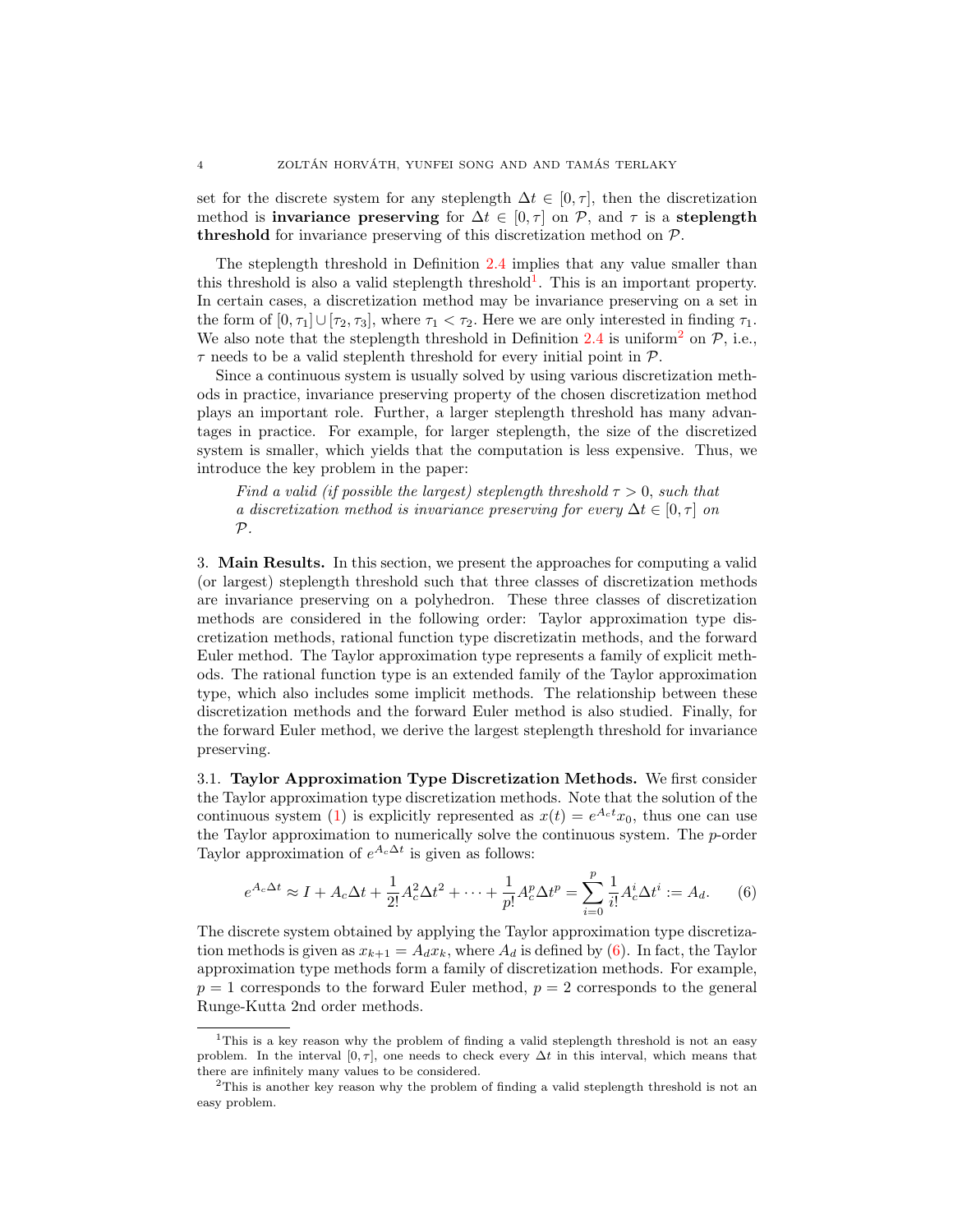set for the discrete system for any steplength $\Delta t \in [0, \tau]$, then the discretization method is **invariance preserving** for $\Delta t \in [0, \tau]$ on $\mathcal{P}$, and $\tau$ is a **steplength threshold** for invariance preserving of this discretization method on $\mathcal{P}$.

The steplength threshold in Definition 2.4 implies that any value smaller than this threshold is also a valid steplength threshold[1]. This is an important property. In certain cases, a discretization method may be invariance preserving on a set in the form of $[0, \tau_1] \cup [\tau_2, \tau_3]$, where $\tau_1 < \tau_2$. Here we are only interested in finding $\tau_1$. We also note that the steplength threshold in Definition 2.4 is uniform[2] on $\mathcal{P}$, i.e., $\tau$ needs to be a valid steplenth threshold for every initial point in $\mathcal{P}$.

Since a continuous system is usually solved by using various discretization methods in practice, invariance preserving property of the chosen discretization method plays an important role. Further, a larger steplength threshold has many advantages in practice. For example, for larger steplength, the size of the discretized system is smaller, which yields that the computation is less expensive. Thus, we introduce the key problem in the paper:

> *Find a valid (if possible the largest) steplength threshold $\tau > 0$, such that a discretization method is invariance preserving for every $\Delta t \in [0, \tau]$ on $\mathcal{P}$.*

## 3. Main Results.

In this section, we present the approaches for computing a valid (or largest) steplength threshold such that three classes of discretization methods are invariance preserving on a polyhedron. These three classes of discretization methods are considered in the following order: Taylor approximation type discretization methods, rational function type discretizatin methods, and the forward Euler method. The Taylor approximation type represents a family of explicit methods. The rational function type is an extended family of the Taylor approximation type, which also includes some implicit methods. The relationship between these discretization methods and the forward Euler method is also studied. Finally, for the forward Euler method, we derive the largest steplength threshold for invariance preserving.

### 3.1. Taylor Approximation Type Discretization Methods.

We first consider the Taylor approximation type discretization methods. Note that the solution of the continuous system (1) is explicitly represented as $x(t) = e^{A_c t} x_0$, thus one can use the Taylor approximation to numerically solve the continuous system. The $p$-order Taylor approximation of $e^{A_c \Delta t}$ is given as follows:

$$e^{A_c \Delta t} \approx I + A_c \Delta t + \frac{1}{2!} A_c^2 \Delta t^2 + \cdots + \frac{1}{p!} A_c^p \Delta t^p = \sum_{i=0}^{p} \frac{1}{i!} A_c^i \Delta t^i := A_d. \qquad (6)$$

The discrete system obtained by applying the Taylor approximation type discretization methods is given as $x_{k+1} = A_d x_k$, where $A_d$ is defined by (6). In fact, the Taylor approximation type methods form a family of discretization methods. For example, $p = 1$ corresponds to the forward Euler method, $p = 2$ corresponds to the general Runge-Kutta 2nd order methods.

---

[1] This is a key reason why the problem of finding a valid steplength threshold is not an easy problem. In the interval $[0, \tau]$, one needs to check every $\Delta t$ in this interval, which means that there are infinitely many values to be considered.

[2] This is another key reason why the problem of finding a valid steplength threshold is not an easy problem.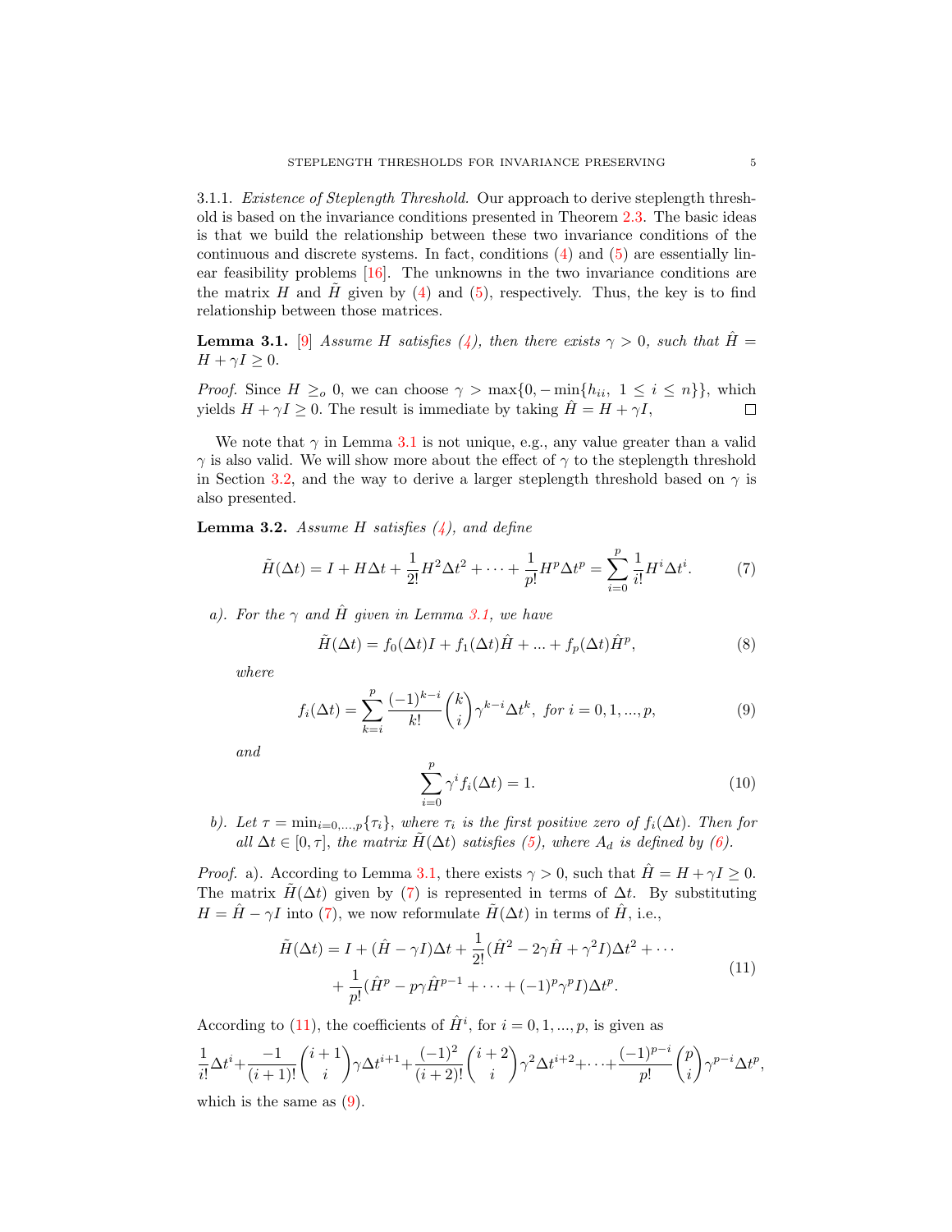3.1.1. *Existence of Steplength Threshold.* Our approach to derive steplength threshold is based on the invariance conditions presented in Theorem 2.3. The basic ideas is that we build the relationship between these two invariance conditions of the continuous and discrete systems. In fact, conditions (4) and (5) are essentially linear feasibility problems [16]. The unknowns in the two invariance conditions are the matrix $H$ and $\tilde{H}$ given by (4) and (5), respectively. Thus, the key is to find relationship between those matrices.

**Lemma 3.1.** [9] *Assume $H$ satisfies (4), then there exists $\gamma > 0$, such that $\hat{H} = H + \gamma I \geq 0$.*

*Proof.* Since $H \geq_o 0$, we can choose $\gamma > \max\{0, -\min\{h_{ii},\ 1 \leq i \leq n\}\}$, which yields $H + \gamma I \geq 0$. The result is immediate by taking $\hat{H} = H + \gamma I$, □

We note that $\gamma$ in Lemma 3.1 is not unique, e.g., any value greater than a valid $\gamma$ is also valid. We will show more about the effect of $\gamma$ to the steplength threshold in Section 3.2, and the way to derive a larger steplength threshold based on $\gamma$ is also presented.

**Lemma 3.2.** *Assume $H$ satisfies (4), and define*

$$\tilde{H}(\Delta t) = I + H\Delta t + \frac{1}{2!}H^2\Delta t^2 + \cdots + \frac{1}{p!}H^p\Delta t^p = \sum_{i=0}^{p} \frac{1}{i!}H^i\Delta t^i. \tag{7}$$

*a). For the $\gamma$ and $\hat{H}$ given in Lemma 3.1, we have*

$$\tilde{H}(\Delta t) = f_0(\Delta t)I + f_1(\Delta t)\hat{H} + ... + f_p(\Delta t)\hat{H}^p, \tag{8}$$

*where*

$$f_i(\Delta t) = \sum_{k=i}^{p} \frac{(-1)^{k-i}}{k!}\binom{k}{i}\gamma^{k-i}\Delta t^k, \text{ for } i = 0, 1, ..., p, \tag{9}$$

*and*

$$\sum_{i=0}^{p} \gamma^i f_i(\Delta t) = 1. \tag{10}$$

*b). Let $\tau = \min_{i=0,...,p}\{\tau_i\}$, where $\tau_i$ is the first positive zero of $f_i(\Delta t)$. Then for all $\Delta t \in [0, \tau]$, the matrix $\tilde{H}(\Delta t)$ satisfies (5), where $A_d$ is defined by (6).*

*Proof.* a). According to Lemma 3.1, there exists $\gamma > 0$, such that $\hat{H} = H + \gamma I \geq 0$. The matrix $\tilde{H}(\Delta t)$ given by (7) is represented in terms of $\Delta t$. By substituting $H = \hat{H} - \gamma I$ into (7), we now reformulate $\tilde{H}(\Delta t)$ in terms of $\hat{H}$, i.e.,

$$\begin{aligned}\tilde{H}(\Delta t) = I + (\hat{H} - \gamma I)\Delta t + \frac{1}{2!}(\hat{H}^2 - 2\gamma\hat{H} + \gamma^2 I)\Delta t^2 + \cdots \\ + \frac{1}{p!}(\hat{H}^p - p\gamma\hat{H}^{p-1} + \cdots + (-1)^p\gamma^p I)\Delta t^p.\end{aligned} \tag{11}$$

According to (11), the coefficients of $\hat{H}^i$, for $i = 0, 1, ..., p$, is given as

$$\frac{1}{i!}\Delta t^i + \frac{-1}{(i+1)!}\binom{i+1}{i}\gamma\Delta t^{i+1} + \frac{(-1)^2}{(i+2)!}\binom{i+2}{i}\gamma^2\Delta t^{i+2} + \cdots + \frac{(-1)^{p-i}}{p!}\binom{p}{i}\gamma^{p-i}\Delta t^p,$$

which is the same as (9).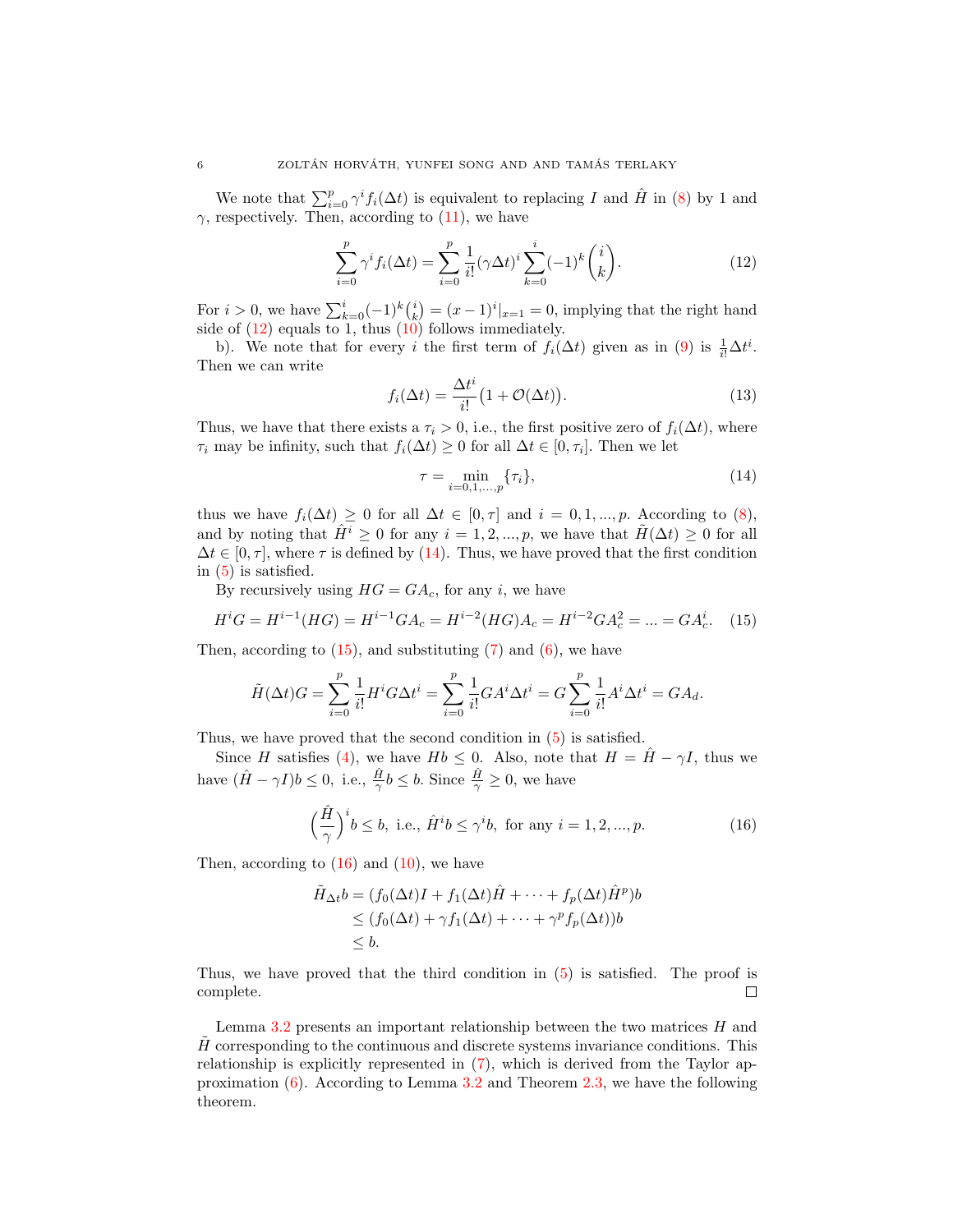We note that $\sum_{i=0}^{p}\gamma^i f_i(\Delta t)$ is equivalent to replacing $I$ and $\hat{H}$ in (8) by 1 and $\gamma$, respectively. Then, according to (11), we have

$$\sum_{i=0}^{p}\gamma^i f_i(\Delta t) = \sum_{i=0}^{p}\frac{1}{i!}(\gamma\Delta t)^i\sum_{k=0}^{i}(-1)^k\binom{i}{k}. \tag{12}$$

For $i>0$, we have $\sum_{k=0}^{i}(-1)^k\binom{i}{k} = (x-1)^i|_{x=1} = 0$, implying that the right hand side of (12) equals to 1, thus (10) follows immediately.

b). We note that for every $i$ the first term of $f_i(\Delta t)$ given as in (9) is $\frac{1}{i!}\Delta t^i$. Then we can write

$$f_i(\Delta t) = \frac{\Delta t^i}{i!}\big(1+\mathcal{O}(\Delta t)\big). \tag{13}$$

Thus, we have that there exists a $\tau_i > 0$, i.e., the first positive zero of $f_i(\Delta t)$, where $\tau_i$ may be infinity, such that $f_i(\Delta t)\geq 0$ for all $\Delta t \in [0,\tau_i]$. Then we let

$$\tau = \min_{i=0,1,...,p}\{\tau_i\}, \tag{14}$$

thus we have $f_i(\Delta t)\geq 0$ for all $\Delta t\in[0,\tau]$ and $i=0,1,...,p$. According to (8), and by noting that $\hat{H}^i \geq 0$ for any $i=1,2,...,p$, we have that $\tilde{H}(\Delta t)\geq 0$ for all $\Delta t\in[0,\tau]$, where $\tau$ is defined by (14). Thus, we have proved that the first condition in (5) is satisfied.

By recursively using $HG = GA_c$, for any $i$, we have

$$H^iG = H^{i-1}(HG) = H^{i-1}GA_c = H^{i-2}(HG)A_c = H^{i-2}GA_c^2 = ... = GA_c^i. \tag{15}$$

Then, according to (15), and substituting (7) and (6), we have

$$\tilde{H}(\Delta t)G = \sum_{i=0}^{p}\frac{1}{i!}H^iG\Delta t^i = \sum_{i=0}^{p}\frac{1}{i!}GA^i\Delta t^i = G\sum_{i=0}^{p}\frac{1}{i!}A^i\Delta t^i = GA_d.$$

Thus, we have proved that the second condition in (5) is satisfied.

Since $H$ satisfies (4), we have $Hb\leq 0$. Also, note that $H=\hat{H}-\gamma I$, thus we have $(\hat{H}-\gamma I)b\leq 0$, i.e., $\frac{\hat{H}}{\gamma}b\leq b$. Since $\frac{\hat{H}}{\gamma}\geq 0$, we have

$$\Big(\frac{\hat{H}}{\gamma}\Big)^i b\leq b, \text{ i.e., } \hat{H}^i b\leq \gamma^i b, \text{ for any } i=1,2,...,p. \tag{16}$$

Then, according to (16) and (10), we have

$$\begin{aligned}\tilde{H}_{\Delta t}b &= (f_0(\Delta t)I + f_1(\Delta t)\hat{H}+\cdots+f_p(\Delta t)\hat{H}^p)b\\ &\leq (f_0(\Delta t)+\gamma f_1(\Delta t)+\cdots+\gamma^p f_p(\Delta t))b\\ &\leq b.\end{aligned}$$

Thus, we have proved that the third condition in (5) is satisfied. The proof is complete. $\square$

Lemma 3.2 presents an important relationship between the two matrices $H$ and $\tilde{H}$ corresponding to the continuous and discrete systems invariance conditions. This relationship is explicitly represented in (7), which is derived from the Taylor approximation (6). According to Lemma 3.2 and Theorem 2.3, we have the following theorem.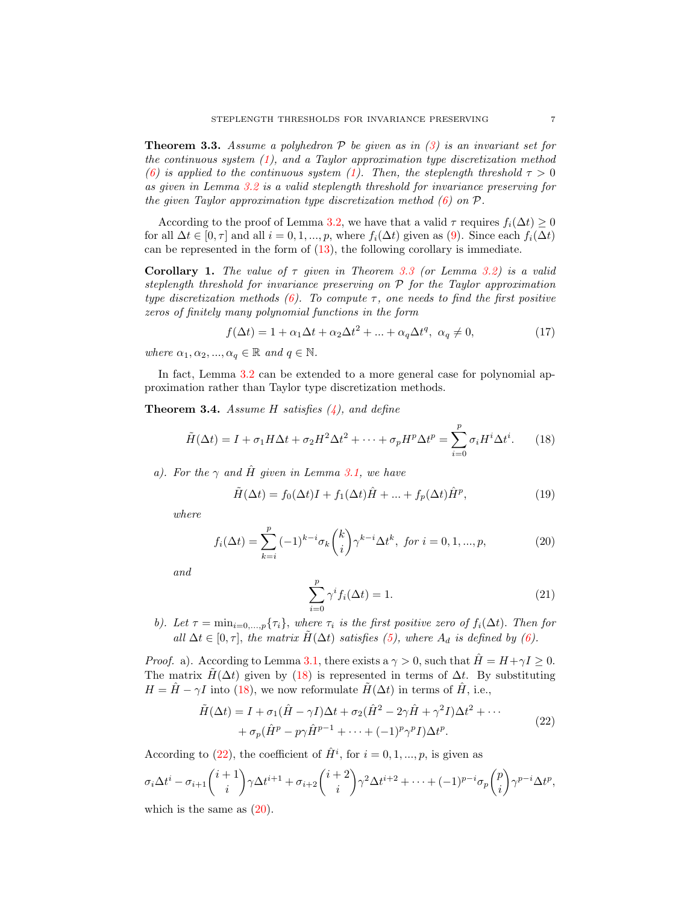**Theorem 3.3.** *Assume a polyhedron $\mathcal{P}$ be given as in (3) is an invariant set for the continuous system (1), and a Taylor approximation type discretization method (6) is applied to the continuous system (1). Then, the steplength threshold $\tau > 0$ as given in Lemma 3.2 is a valid steplength threshold for invariance preserving for the given Taylor approximation type discretization method (6) on $\mathcal{P}$.*

According to the proof of Lemma 3.2, we have that a valid $\tau$ requires $f_i(\Delta t) \geq 0$ for all $\Delta t \in [0, \tau]$ and all $i = 0, 1, ..., p$, where $f_i(\Delta t)$ given as (9). Since each $f_i(\Delta t)$ can be represented in the form of (13), the following corollary is immediate.

**Corollary 1.** *The value of $\tau$ given in Theorem 3.3 (or Lemma 3.2) is a valid steplength threshold for invariance preserving on $\mathcal{P}$ for the Taylor approximation type discretization methods (6). To compute $\tau$, one needs to find the first positive zeros of finitely many polynomial functions in the form*

$$f(\Delta t) = 1 + \alpha_1 \Delta t + \alpha_2 \Delta t^2 + ... + \alpha_q \Delta t^q, \;\; \alpha_q \neq 0, \tag{17}$$

*where $\alpha_1, \alpha_2, ..., \alpha_q \in \mathbb{R}$ and $q \in \mathbb{N}$.*

In fact, Lemma 3.2 can be extended to a more general case for polynomial approximation rather than Taylor type discretization methods.

**Theorem 3.4.** *Assume $H$ satisfies (4), and define*

$$\tilde{H}(\Delta t) = I + \sigma_1 H \Delta t + \sigma_2 H^2 \Delta t^2 + \cdots + \sigma_p H^p \Delta t^p = \sum_{i=0}^{p} \sigma_i H^i \Delta t^i. \tag{18}$$

*a). For the $\gamma$ and $\hat{H}$ given in Lemma 3.1, we have*

$$\tilde{H}(\Delta t) = f_0(\Delta t) I + f_1(\Delta t)\hat{H} + ... + f_p(\Delta t)\hat{H}^p, \tag{19}$$

*where*

$$f_i(\Delta t) = \sum_{k=i}^{p} (-1)^{k-i} \sigma_k \binom{k}{i} \gamma^{k-i} \Delta t^k, \; \text{for } i = 0, 1, ..., p, \tag{20}$$

*and*

$$\sum_{i=0}^{p} \gamma^i f_i(\Delta t) = 1. \tag{21}$$

*b). Let $\tau = \min_{i=0,...,p}\{\tau_i\}$, where $\tau_i$ is the first positive zero of $f_i(\Delta t)$. Then for all $\Delta t \in [0, \tau]$, the matrix $\tilde{H}(\Delta t)$ satisfies (5), where $A_d$ is defined by (6).*

*Proof.* a). According to Lemma 3.1, there exists a $\gamma > 0$, such that $\hat{H} = H + \gamma I \geq 0$. The matrix $\tilde{H}(\Delta t)$ given by (18) is represented in terms of $\Delta t$. By substituting $H = \hat{H} - \gamma I$ into (18), we now reformulate $\tilde{H}(\Delta t)$ in terms of $\hat{H}$, i.e.,

$$\begin{aligned} \tilde{H}(\Delta t) = I &+ \sigma_1(\hat{H} - \gamma I)\Delta t + \sigma_2(\hat{H}^2 - 2\gamma\hat{H} + \gamma^2 I)\Delta t^2 + \cdots \\ &+ \sigma_p(\hat{H}^p - p\gamma\hat{H}^{p-1} + \cdots + (-1)^p\gamma^p I)\Delta t^p. \end{aligned} \tag{22}$$

According to (22), the coefficient of $\hat{H}^i$, for $i = 0, 1, ..., p$, is given as

$$\sigma_i \Delta t^i - \sigma_{i+1}\binom{i+1}{i}\gamma\Delta t^{i+1} + \sigma_{i+2}\binom{i+2}{i}\gamma^2\Delta t^{i+2} + \cdots + (-1)^{p-i}\sigma_p\binom{p}{i}\gamma^{p-i}\Delta t^p,$$

which is the same as (20).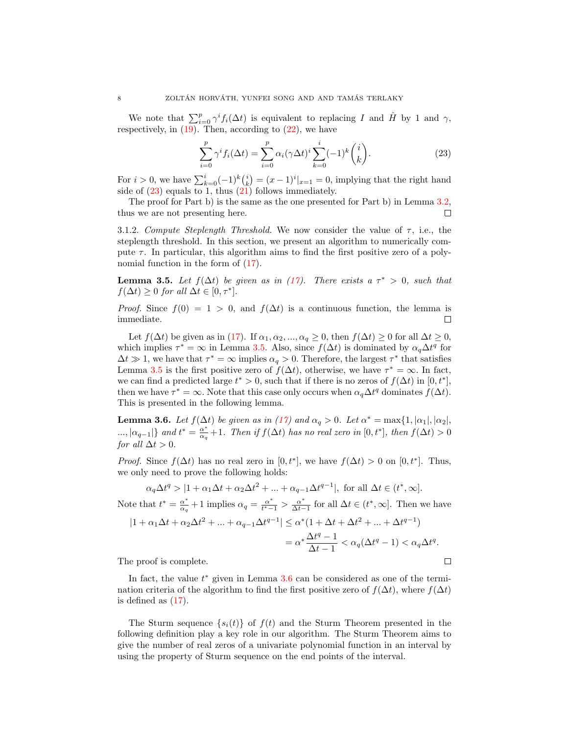We note that $\sum_{i=0}^{p} \gamma^i f_i(\Delta t)$ is equivalent to replacing $I$ and $\hat{H}$ by 1 and $\gamma$, respectively, in (19). Then, according to (22), we have

$$\sum_{i=0}^{p} \gamma^i f_i(\Delta t) = \sum_{i=0}^{p} \alpha_i (\gamma \Delta t)^i \sum_{k=0}^{i} (-1)^k \binom{i}{k}. \tag{23}$$

For $i > 0$, we have $\sum_{k=0}^{i} (-1)^k \binom{i}{k} = (x-1)^i|_{x=1} = 0$, implying that the right hand side of (23) equals to 1, thus (21) follows immediately.

The proof for Part b) is the same as the one presented for Part b) in Lemma 3.2, thus we are not presenting here. ☐

3.1.2. *Compute Steplength Threshold.* We now consider the value of $\tau$, i.e., the steplength threshold. In this section, we present an algorithm to numerically compute $\tau$. In particular, this algorithm aims to find the first positive zero of a polynomial function in the form of (17).

**Lemma 3.5.** *Let $f(\Delta t)$ be given as in (17). There exists a $\tau^* > 0$, such that $f(\Delta t) \geq 0$ for all $\Delta t \in [0, \tau^*]$.*

*Proof.* Since $f(0) = 1 > 0$, and $f(\Delta t)$ is a continuous function, the lemma is immediate. ☐

Let $f(\Delta t)$ be given as in (17). If $\alpha_1, \alpha_2, ..., \alpha_q \geq 0$, then $f(\Delta t) \geq 0$ for all $\Delta t \geq 0$, which implies $\tau^* = \infty$ in Lemma 3.5. Also, since $f(\Delta t)$ is dominated by $\alpha_q \Delta t^q$ for $\Delta t \gg 1$, we have that $\tau^* = \infty$ implies $\alpha_q > 0$. Therefore, the largest $\tau^*$ that satisfies Lemma 3.5 is the first positive zero of $f(\Delta t)$, otherwise, we have $\tau^* = \infty$. In fact, we can find a predicted large $t^* > 0$, such that if there is no zeros of $f(\Delta t)$ in $[0, t^*]$, then we have $\tau^* = \infty$. Note that this case only occurs when $\alpha_q \Delta t^q$ dominates $f(\Delta t)$. This is presented in the following lemma.

**Lemma 3.6.** *Let $f(\Delta t)$ be given as in (17) and $\alpha_q > 0$. Let $\alpha^* = \max\{1, |\alpha_1|, |\alpha_2|, ..., |\alpha_{q-1}|\}$ and $t^* = \frac{\alpha^*}{\alpha_q} + 1$. Then if $f(\Delta t)$ has no real zero in $[0, t^*]$, then $f(\Delta t) > 0$ for all $\Delta t > 0$.*

*Proof.* Since $f(\Delta t)$ has no real zero in $[0, t^*]$, we have $f(\Delta t) > 0$ on $[0, t^*]$. Thus, we only need to prove the following holds:

$$\alpha_q \Delta t^q > |1 + \alpha_1 \Delta t + \alpha_2 \Delta t^2 + ... + \alpha_{q-1} \Delta t^{q-1}|, \text{ for all } \Delta t \in (t^*, \infty].$$

Note that $t^* = \frac{\alpha^*}{\alpha_q} + 1$ implies $\alpha_q = \frac{\alpha^*}{t^*-1} > \frac{\alpha^*}{\Delta t - 1}$ for all $\Delta t \in (t^*, \infty]$. Then we have

$$\begin{aligned}
|1 + \alpha_1 \Delta t + \alpha_2 \Delta t^2 + ... + \alpha_{q-1} \Delta t^{q-1}| &\leq \alpha^* (1 + \Delta t + \Delta t^2 + ... + \Delta t^{q-1}) \\
&= \alpha^* \frac{\Delta t^q - 1}{\Delta t - 1} < \alpha_q (\Delta t^q - 1) < \alpha_q \Delta t^q.
\end{aligned}$$

The proof is complete. ☐

In fact, the value $t^*$ given in Lemma 3.6 can be considered as one of the termination criteria of the algorithm to find the first positive zero of $f(\Delta t)$, where $f(\Delta t)$ is defined as (17).

The Sturm sequence $\{s_i(t)\}$ of $f(t)$ and the Sturm Theorem presented in the following definition play a key role in our algorithm. The Sturm Theorem aims to give the number of real zeros of a univariate polynomial function in an interval by using the property of Sturm sequence on the end points of the interval.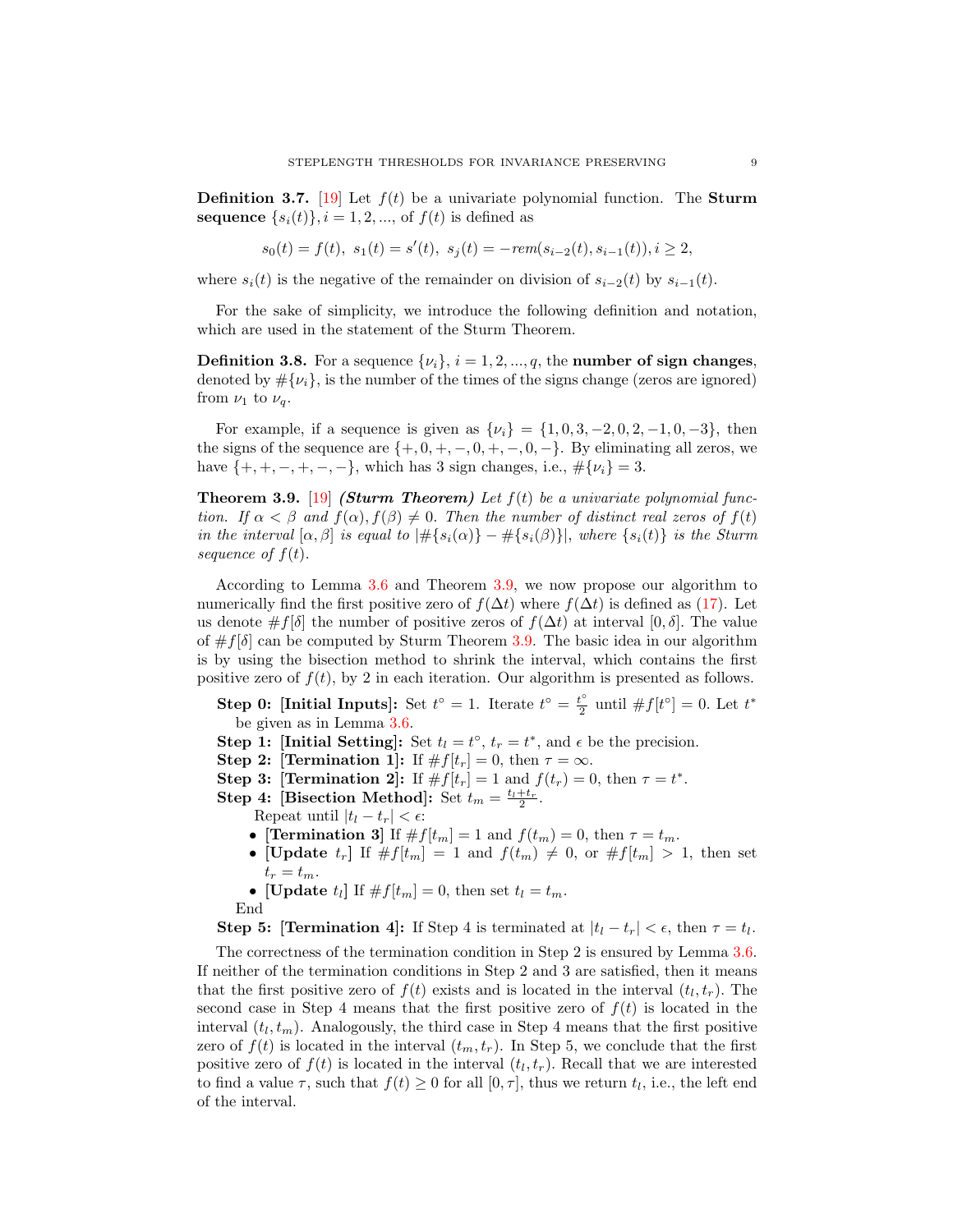**Definition 3.7.** [19] Let $f(t)$ be a univariate polynomial function. The **Sturm sequence** $\{s_i(t)\}, i = 1, 2, ...,$ of $f(t)$ is defined as

$$s_0(t) = f(t),\ s_1(t) = s'(t),\ s_j(t) = -rem(s_{i-2}(t), s_{i-1}(t)), i \geq 2,$$

where $s_i(t)$ is the negative of the remainder on division of $s_{i-2}(t)$ by $s_{i-1}(t)$.

For the sake of simplicity, we introduce the following definition and notation, which are used in the statement of the Sturm Theorem.

**Definition 3.8.** For a sequence $\{\nu_i\}$, $i = 1, 2, ..., q$, the **number of sign changes**, denoted by $\#\{\nu_i\}$, is the number of the times of the signs change (zeros are ignored) from $\nu_1$ to $\nu_q$.

For example, if a sequence is given as $\{\nu_i\} = \{1, 0, 3, -2, 0, 2, -1, 0, -3\}$, then the signs of the sequence are $\{+, 0, +, -, 0, +, -, 0, -\}$. By eliminating all zeros, we have $\{+, +, -, +, -, -\}$, which has 3 sign changes, i.e., $\#\{\nu_i\} = 3$.

**Theorem 3.9.** [19] ***(Sturm Theorem)*** *Let $f(t)$ be a univariate polynomial function. If $\alpha < \beta$ and $f(\alpha), f(\beta) \neq 0$. Then the number of distinct real zeros of $f(t)$ in the interval $[\alpha, \beta]$ is equal to $|\#\{s_i(\alpha)\} - \#\{s_i(\beta)\}|$, where $\{s_i(t)\}$ is the Sturm sequence of $f(t)$.*

According to Lemma 3.6 and Theorem 3.9, we now propose our algorithm to numerically find the first positive zero of $f(\Delta t)$ where $f(\Delta t)$ is defined as (17). Let us denote $\#f[\delta]$ the number of positive zeros of $f(\Delta t)$ at interval $[0, \delta]$. The value of $\#f[\delta]$ can be computed by Sturm Theorem 3.9. The basic idea in our algorithm is by using the bisection method to shrink the interval, which contains the first positive zero of $f(t)$, by 2 in each iteration. Our algorithm is presented as follows.

- **Step 0: [Initial Inputs]:** Set $t^\circ = 1$. Iterate $t^\circ = \frac{t^\circ}{2}$ until $\#f[t^\circ] = 0$. Let $t^*$ be given as in Lemma 3.6.
- **Step 1: [Initial Setting]:** Set $t_l = t^\circ$, $t_r = t^*$, and $\epsilon$ be the precision.
- **Step 2: [Termination 1]:** If $\#f[t_r] = 0$, then $\tau = \infty$.
- **Step 3: [Termination 2]:** If $\#f[t_r] = 1$ and $f(t_r) = 0$, then $\tau = t^*$.
- **Step 4: [Bisection Method]:** Set $t_m = \frac{t_l + t_r}{2}$.
  Repeat until $|t_l - t_r| < \epsilon$:
  - **[Termination 3]** If $\#f[t_m] = 1$ and $f(t_m) = 0$, then $\tau = t_m$.
  - **[Update $t_r$]** If $\#f[t_m] = 1$ and $f(t_m) \neq 0$, or $\#f[t_m] > 1$, then set $t_r = t_m$.
  - **[Update $t_l$]** If $\#f[t_m] = 0$, then set $t_l = t_m$.

  End
- **Step 5: [Termination 4]:** If Step 4 is terminated at $|t_l - t_r| < \epsilon$, then $\tau = t_l$.

The correctness of the termination condition in Step 2 is ensured by Lemma 3.6. If neither of the termination conditions in Step 2 and 3 are satisfied, then it means that the first positive zero of $f(t)$ exists and is located in the interval $(t_l, t_r)$. The second case in Step 4 means that the first positive zero of $f(t)$ is located in the interval $(t_l, t_m)$. Analogously, the third case in Step 4 means that the first positive zero of $f(t)$ is located in the interval $(t_m, t_r)$. In Step 5, we conclude that the first positive zero of $f(t)$ is located in the interval $(t_l, t_r)$. Recall that we are interested to find a value $\tau$, such that $f(t) \geq 0$ for all $[0, \tau]$, thus we return $t_l$, i.e., the left end of the interval.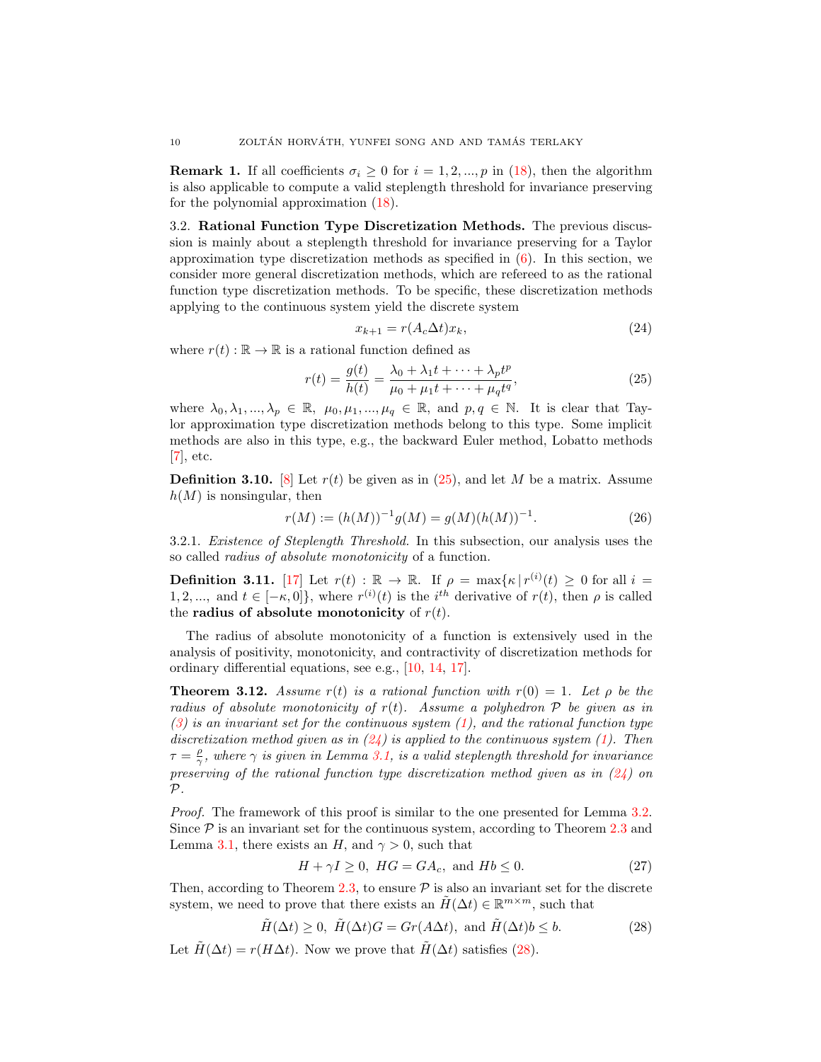**Remark 1.** If all coefficients $\sigma_i \geq 0$ for $i = 1, 2, ..., p$ in (18), then the algorithm is also applicable to compute a valid steplength threshold for invariance preserving for the polynomial approximation (18).

3.2. **Rational Function Type Discretization Methods.** The previous discussion is mainly about a steplength threshold for invariance preserving for a Taylor approximation type discretization methods as specified in (6). In this section, we consider more general discretization methods, which are refereed to as the rational function type discretization methods. To be specific, these discretization methods applying to the continuous system yield the discrete system

$$x_{k+1} = r(A_c \Delta t) x_k, \tag{24}$$

where $r(t) : \mathbb{R} \to \mathbb{R}$ is a rational function defined as

$$r(t) = \frac{g(t)}{h(t)} = \frac{\lambda_0 + \lambda_1 t + \cdots + \lambda_p t^p}{\mu_0 + \mu_1 t + \cdots + \mu_q t^q}, \tag{25}$$

where $\lambda_0, \lambda_1, ..., \lambda_p \in \mathbb{R}$, $\mu_0, \mu_1, ..., \mu_q \in \mathbb{R}$, and $p, q \in \mathbb{N}$. It is clear that Taylor approximation type discretization methods belong to this type. Some implicit methods are also in this type, e.g., the backward Euler method, Lobatto methods [7], etc.

**Definition 3.10.** [8] Let $r(t)$ be given as in (25), and let $M$ be a matrix. Assume $h(M)$ is nonsingular, then

$$r(M) := (h(M))^{-1} g(M) = g(M)(h(M))^{-1}. \tag{26}$$

3.2.1. *Existence of Steplength Threshold.* In this subsection, our analysis uses the so called *radius of absolute monotonicity* of a function.

**Definition 3.11.** [17] Let $r(t) : \mathbb{R} \to \mathbb{R}$. If $\rho = \max\{\kappa \,|\, r^{(i)}(t) \geq 0$ for all $i = 1, 2, ...,$ and $t \in [-\kappa, 0]\}$, where $r^{(i)}(t)$ is the $i^{th}$ derivative of $r(t)$, then $\rho$ is called the **radius of absolute monotonicity** of $r(t)$.

The radius of absolute monotonicity of a function is extensively used in the analysis of positivity, monotonicity, and contractivity of discretization methods for ordinary differential equations, see e.g., [10, 14, 17].

**Theorem 3.12.** *Assume $r(t)$ is a rational function with $r(0) = 1$. Let $\rho$ be the radius of absolute monotonicity of $r(t)$. Assume a polyhedron $\mathcal{P}$ be given as in (3) is an invariant set for the continuous system (1), and the rational function type discretization method given as in (24) is applied to the continuous system (1). Then $\tau = \frac{\rho}{\gamma}$, where $\gamma$ is given in Lemma 3.1, is a valid steplength threshold for invariance preserving of the rational function type discretization method given as in (24) on $\mathcal{P}$.*

*Proof.* The framework of this proof is similar to the one presented for Lemma 3.2. Since $\mathcal{P}$ is an invariant set for the continuous system, according to Theorem 2.3 and Lemma 3.1, there exists an $H$, and $\gamma > 0$, such that

$$H + \gamma I \geq 0, \; HG = GA_c, \text{ and } Hb \leq 0. \tag{27}$$

Then, according to Theorem 2.3, to ensure $\mathcal{P}$ is also an invariant set for the discrete system, we need to prove that there exists an $\tilde{H}(\Delta t) \in \mathbb{R}^{m \times m}$, such that

$$\tilde{H}(\Delta t) \geq 0, \; \tilde{H}(\Delta t)G = Gr(A\Delta t), \text{ and } \tilde{H}(\Delta t)b \leq b. \tag{28}$$

Let $\tilde{H}(\Delta t) = r(H\Delta t)$. Now we prove that $\tilde{H}(\Delta t)$ satisfies (28).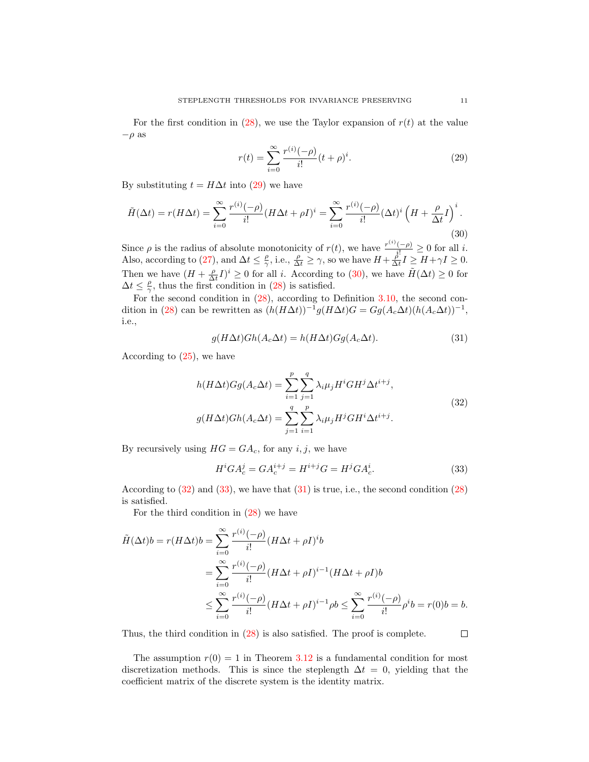For the first condition in (28), we use the Taylor expansion of $r(t)$ at the value $-\rho$ as

$$r(t) = \sum_{i=0}^{\infty} \frac{r^{(i)}(-\rho)}{i!}(t+\rho)^i. \tag{29}$$

By substituting $t = H\Delta t$ into (29) we have

$$\tilde{H}(\Delta t) = r(H\Delta t) = \sum_{i=0}^{\infty} \frac{r^{(i)}(-\rho)}{i!}(H\Delta t + \rho I)^i = \sum_{i=0}^{\infty} \frac{r^{(i)}(-\rho)}{i!}(\Delta t)^i \left(H + \frac{\rho}{\Delta t} I\right)^i. \tag{30}$$

Since $\rho$ is the radius of absolute monotonicity of $r(t)$, we have $\frac{r^{(i)}(-\rho)}{i!} \geq 0$ for all $i$. Also, according to (27), and $\Delta t \leq \frac{\rho}{\gamma}$, i.e., $\frac{\rho}{\Delta t} \geq \gamma$, so we have $H + \frac{\rho}{\Delta t} I \geq H + \gamma I \geq 0$. Then we have $(H + \frac{\rho}{\Delta t} I)^i \geq 0$ for all $i$. According to (30), we have $\tilde{H}(\Delta t) \geq 0$ for $\Delta t \leq \frac{\rho}{\gamma}$, thus the first condition in (28) is satisfied.

For the second condition in (28), according to Definition 3.10, the second condition in (28) can be rewritten as $(h(H\Delta t))^{-1} g(H\Delta t) G = G g(A_c \Delta t)(h(A_c \Delta t))^{-1}$, i.e.,

$$g(H\Delta t) G h(A_c \Delta t) = h(H\Delta t) G g(A_c \Delta t). \tag{31}$$

According to (25), we have

$$\begin{aligned}
h(H\Delta t) G g(A_c \Delta t) &= \sum_{i=1}^{p} \sum_{j=1}^{q} \lambda_i \mu_j H^i G H^j \Delta t^{i+j}, \\
g(H\Delta t) G h(A_c \Delta t) &= \sum_{j=1}^{q} \sum_{i=1}^{p} \lambda_i \mu_j H^j G H^i \Delta t^{i+j}.
\end{aligned} \tag{32}$$

By recursively using $HG = GA_c$, for any $i, j$, we have

$$H^i G A_c^j = G A_c^{i+j} = H^{i+j} G = H^j G A_c^i. \tag{33}$$

According to (32) and (33), we have that (31) is true, i.e., the second condition (28) is satisfied.

For the third condition in (28) we have

$$\begin{aligned}
\tilde{H}(\Delta t) b = r(H\Delta t) b &= \sum_{i=0}^{\infty} \frac{r^{(i)}(-\rho)}{i!}(H\Delta t + \rho I)^i b \\
&= \sum_{i=0}^{\infty} \frac{r^{(i)}(-\rho)}{i!}(H\Delta t + \rho I)^{i-1}(H\Delta t + \rho I) b \\
&\leq \sum_{i=0}^{\infty} \frac{r^{(i)}(-\rho)}{i!}(H\Delta t + \rho I)^{i-1} \rho b \leq \sum_{i=0}^{\infty} \frac{r^{(i)}(-\rho)}{i!} \rho^i b = r(0) b = b.
\end{aligned}$$

Thus, the third condition in (28) is also satisfied. The proof is complete. ◻

The assumption $r(0) = 1$ in Theorem 3.12 is a fundamental condition for most discretization methods. This is since the steplength $\Delta t = 0$, yielding that the coefficient matrix of the discrete system is the identity matrix.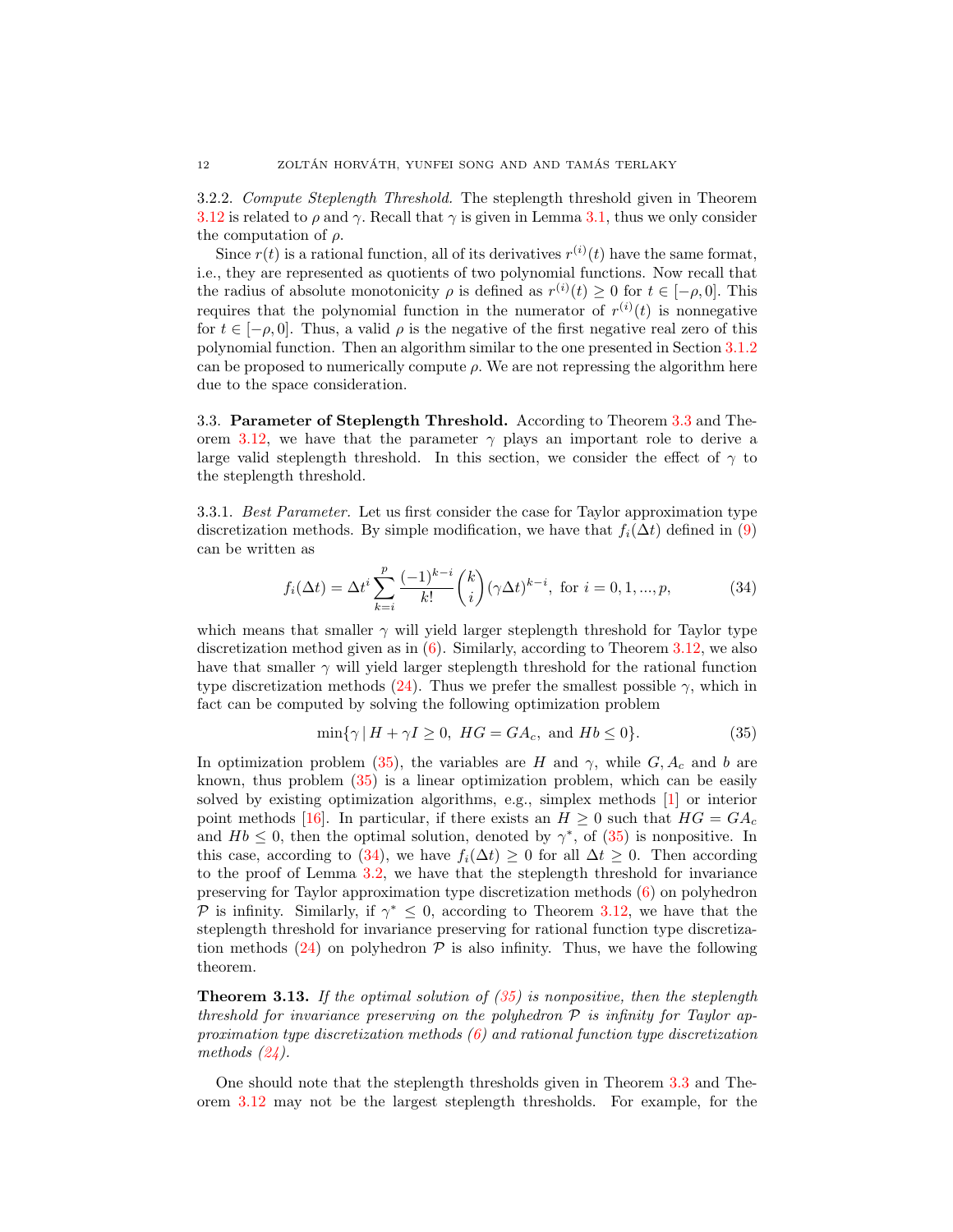3.2.2. *Compute Steplength Threshold.* The steplength threshold given in Theorem 3.12 is related to $\rho$ and $\gamma$. Recall that $\gamma$ is given in Lemma 3.1, thus we only consider the computation of $\rho$.

Since $r(t)$ is a rational function, all of its derivatives $r^{(i)}(t)$ have the same format, i.e., they are represented as quotients of two polynomial functions. Now recall that the radius of absolute monotonicity $\rho$ is defined as $r^{(i)}(t) \geq 0$ for $t \in [-\rho, 0]$. This requires that the polynomial function in the numerator of $r^{(i)}(t)$ is nonnegative for $t \in [-\rho, 0]$. Thus, a valid $\rho$ is the negative of the first negative real zero of this polynomial function. Then an algorithm similar to the one presented in Section 3.1.2 can be proposed to numerically compute $\rho$. We are not repressing the algorithm here due to the space consideration.

3.3. **Parameter of Steplength Threshold.** According to Theorem 3.3 and Theorem 3.12, we have that the parameter $\gamma$ plays an important role to derive a large valid steplength threshold. In this section, we consider the effect of $\gamma$ to the steplength threshold.

3.3.1. *Best Parameter.* Let us first consider the case for Taylor approximation type discretization methods. By simple modification, we have that $f_i(\Delta t)$ defined in (9) can be written as

$$f_i(\Delta t) = \Delta t^i \sum_{k=i}^{p} \frac{(-1)^{k-i}}{k!} \binom{k}{i} (\gamma \Delta t)^{k-i}, \text{ for } i = 0, 1, ..., p, \tag{34}$$

which means that smaller $\gamma$ will yield larger steplength threshold for Taylor type discretization method given as in (6). Similarly, according to Theorem 3.12, we also have that smaller $\gamma$ will yield larger steplength threshold for the rational function type discretization methods (24). Thus we prefer the smallest possible $\gamma$, which in fact can be computed by solving the following optimization problem

$$\min\{\gamma \,|\, H + \gamma I \geq 0, \; HG = GA_c, \text{ and } Hb \leq 0\}. \tag{35}$$

In optimization problem (35), the variables are $H$ and $\gamma$, while $G, A_c$ and $b$ are known, thus problem (35) is a linear optimization problem, which can be easily solved by existing optimization algorithms, e.g., simplex methods [1] or interior point methods [16]. In particular, if there exists an $H \geq 0$ such that $HG = GA_c$ and $Hb \leq 0$, then the optimal solution, denoted by $\gamma^*$, of (35) is nonpositive. In this case, according to (34), we have $f_i(\Delta t) \geq 0$ for all $\Delta t \geq 0$. Then according to the proof of Lemma 3.2, we have that the steplength threshold for invariance preserving for Taylor approximation type discretization methods (6) on polyhedron $\mathcal{P}$ is infinity. Similarly, if $\gamma^* \leq 0$, according to Theorem 3.12, we have that the steplength threshold for invariance preserving for rational function type discretization methods (24) on polyhedron $\mathcal{P}$ is also infinity. Thus, we have the following theorem.

**Theorem 3.13.** *If the optimal solution of (35) is nonpositive, then the steplength threshold for invariance preserving on the polyhedron $\mathcal{P}$ is infinity for Taylor approximation type discretization methods (6) and rational function type discretization methods (24).*

One should note that the steplength thresholds given in Theorem 3.3 and Theorem 3.12 may not be the largest steplength thresholds. For example, for the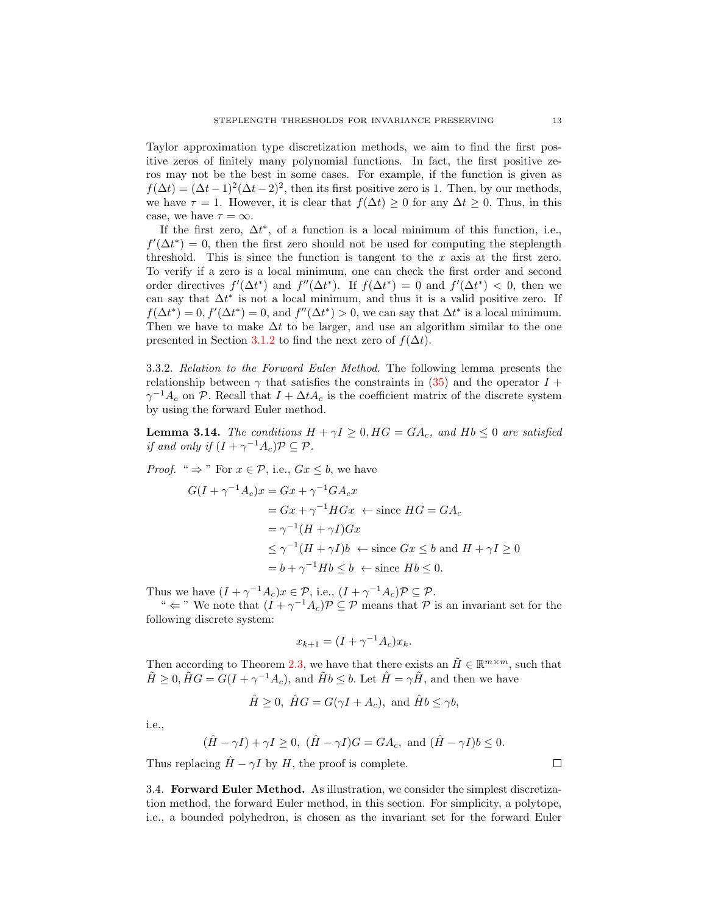Taylor approximation type discretization methods, we aim to find the first positive zeros of finitely many polynomial functions. In fact, the first positive zeros may not be the best in some cases. For example, if the function is given as $f(\Delta t) = (\Delta t - 1)^2(\Delta t - 2)^2$, then its first positive zero is 1. Then, by our methods, we have $\tau = 1$. However, it is clear that $f(\Delta t) \geq 0$ for any $\Delta t \geq 0$. Thus, in this case, we have $\tau = \infty$.

If the first zero, $\Delta t^*$, of a function is a local minimum of this function, i.e., $f'(\Delta t^*) = 0$, then the first zero should not be used for computing the steplength threshold. This is since the function is tangent to the $x$ axis at the first zero. To verify if a zero is a local minimum, one can check the first order and second order directives $f'(\Delta t^*)$ and $f''(\Delta t^*)$. If $f(\Delta t^*) = 0$ and $f'(\Delta t^*) < 0$, then we can say that $\Delta t^*$ is not a local minimum, and thus it is a valid positive zero. If $f(\Delta t^*) = 0, f'(\Delta t^*) = 0$, and $f''(\Delta t^*) > 0$, we can say that $\Delta t^*$ is a local minimum. Then we have to make $\Delta t$ to be larger, and use an algorithm similar to the one presented in Section 3.1.2 to find the next zero of $f(\Delta t)$.

3.3.2. *Relation to the Forward Euler Method.* The following lemma presents the relationship between $\gamma$ that satisfies the constraints in (35) and the operator $I + \gamma^{-1}A_c$ on $\mathcal{P}$. Recall that $I + \Delta t A_c$ is the coefficient matrix of the discrete system by using the forward Euler method.

**Lemma 3.14.** *The conditions $H + \gamma I \geq 0, HG = GA_c$, and $Hb \leq 0$ are satisfied if and only if $(I + \gamma^{-1}A_c)\mathcal{P} \subseteq \mathcal{P}$.*

*Proof.* " $\Rightarrow$ " For $x \in \mathcal{P}$, i.e., $Gx \leq b$, we have

$$
\begin{aligned}
G(I + \gamma^{-1}A_c)x &= Gx + \gamma^{-1}GA_c x \\
&= Gx + \gamma^{-1}HGx \ \leftarrow \text{since } HG = GA_c \\
&= \gamma^{-1}(H + \gamma I)Gx \\
&\leq \gamma^{-1}(H + \gamma I)b \ \leftarrow \text{since } Gx \leq b \text{ and } H + \gamma I \geq 0 \\
&= b + \gamma^{-1}Hb \leq b \ \leftarrow \text{since } Hb \leq 0.
\end{aligned}
$$

Thus we have $(I + \gamma^{-1}A_c)x \in \mathcal{P}$, i.e., $(I + \gamma^{-1}A_c)\mathcal{P} \subseteq \mathcal{P}$.

" $\Leftarrow$ " We note that $(I + \gamma^{-1}A_c)\mathcal{P} \subseteq \mathcal{P}$ means that $\mathcal{P}$ is an invariant set for the following discrete system:

$$x_{k+1} = (I + \gamma^{-1}A_c)x_k.$$

Then according to Theorem 2.3, we have that there exists an $\tilde{H} \in \mathbb{R}^{m \times m}$, such that $\tilde{H} \geq 0, \tilde{H}G = G(I + \gamma^{-1}A_c)$, and $\tilde{H}b \leq b$. Let $\hat{H} = \gamma\tilde{H}$, and then we have

$$\hat{H} \geq 0, \ \hat{H}G = G(\gamma I + A_c), \text{ and } \hat{H}b \leq \gamma b,$$

i.e.,

$$(\hat{H} - \gamma I) + \gamma I \geq 0, \ (\hat{H} - \gamma I)G = GA_c, \text{ and } (\hat{H} - \gamma I)b \leq 0.$$

Thus replacing $\hat{H} - \gamma I$ by $H$, the proof is complete. $\square$

3.4. **Forward Euler Method.** As illustration, we consider the simplest discretization method, the forward Euler method, in this section. For simplicity, a polytope, i.e., a bounded polyhedron, is chosen as the invariant set for the forward Euler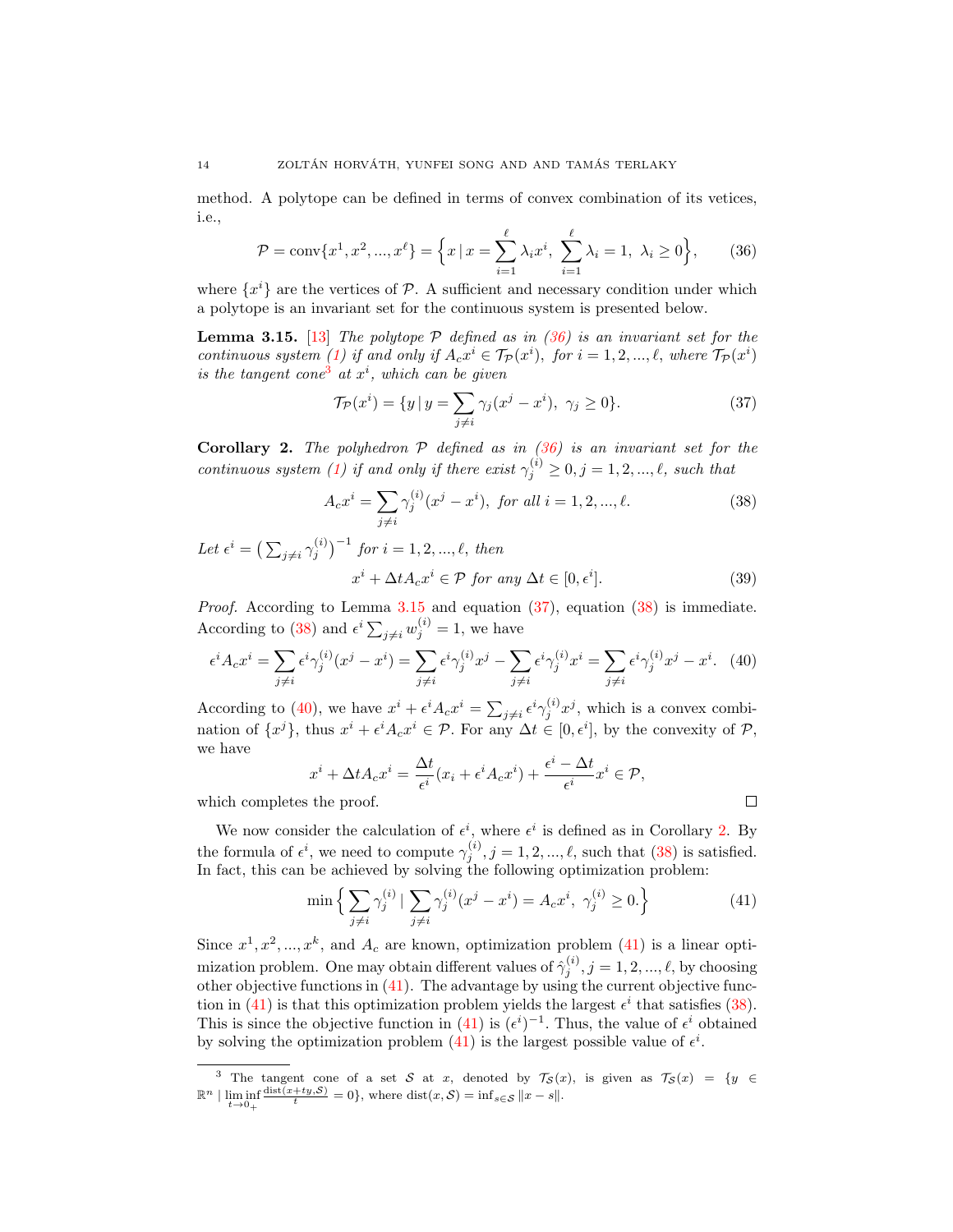method. A polytope can be defined in terms of convex combination of its vetices, i.e.,

$$\mathcal{P} = \text{conv}\{x^1, x^2, ..., x^\ell\} = \Big\{x \,|\, x = \sum_{i=1}^{\ell} \lambda_i x^i,\ \sum_{i=1}^{\ell} \lambda_i = 1,\ \lambda_i \geq 0\Big\}, \tag{36}$$

where $\{x^i\}$ are the vertices of $\mathcal{P}$. A sufficient and necessary condition under which a polytope is an invariant set for the continuous system is presented below.

**Lemma 3.15.** [13] *The polytope $\mathcal{P}$ defined as in (36) is an invariant set for the continuous system (1) if and only if $A_c x^i \in \mathcal{T}_{\mathcal{P}}(x^i)$, for $i = 1, 2, ..., \ell$, where $\mathcal{T}_{\mathcal{P}}(x^i)$ is the tangent cone*[3] *at $x^i$, which can be given*

$$\mathcal{T}_{\mathcal{P}}(x^i) = \{y \,|\, y = \sum_{j\neq i} \gamma_j (x^j - x^i),\ \gamma_j \geq 0\}. \tag{37}$$

**Corollary 2.** *The polyhedron $\mathcal{P}$ defined as in (36) is an invariant set for the continuous system (1) if and only if there exist $\gamma_j^{(i)} \geq 0, j = 1, 2, ..., \ell$, such that*

$$A_c x^i = \sum_{j\neq i} \gamma_j^{(i)} (x^j - x^i),\ \textit{for all } i = 1, 2, ..., \ell. \tag{38}$$

*Let $\epsilon^i = \big(\sum_{j\neq i} \gamma_j^{(i)}\big)^{-1}$ for $i = 1, 2, ..., \ell$, then*

$$x^i + \Delta t A_c x^i \in \mathcal{P} \textit{ for any } \Delta t \in [0, \epsilon^i]. \tag{39}$$

*Proof.* According to Lemma 3.15 and equation (37), equation (38) is immediate. According to (38) and $\epsilon^i \sum_{j\neq i} w_j^{(i)} = 1$, we have

$$\epsilon^i A_c x^i = \sum_{j\neq i} \epsilon^i \gamma_j^{(i)} (x^j - x^i) = \sum_{j\neq i} \epsilon^i \gamma_j^{(i)} x^j - \sum_{j\neq i} \epsilon^i \gamma_j^{(i)} x^i = \sum_{j\neq i} \epsilon^i \gamma_j^{(i)} x^j - x^i. \tag{40}$$

According to (40), we have $x^i + \epsilon^i A_c x^i = \sum_{j\neq i} \epsilon^i \gamma_j^{(i)} x^j$, which is a convex combination of $\{x^j\}$, thus $x^i + \epsilon^i A_c x^i \in \mathcal{P}$. For any $\Delta t \in [0, \epsilon^i]$, by the convexity of $\mathcal{P}$, we have

$$x^i + \Delta t A_c x^i = \frac{\Delta t}{\epsilon^i}(x_i + \epsilon^i A_c x^i) + \frac{\epsilon^i - \Delta t}{\epsilon^i} x^i \in \mathcal{P},$$

which completes the proof. □

We now consider the calculation of $\epsilon^i$, where $\epsilon^i$ is defined as in Corollary 2. By the formula of $\epsilon^i$, we need to compute $\gamma_j^{(i)}, j = 1, 2, ..., \ell$, such that (38) is satisfied. In fact, this can be achieved by solving the following optimization problem:

$$\min \Big\{ \sum_{j\neq i} \gamma_j^{(i)} \,|\, \sum_{j\neq i} \gamma_j^{(i)} (x^j - x^i) = A_c x^i,\ \gamma_j^{(i)} \geq 0. \Big\} \tag{41}$$

Since $x^1, x^2, ..., x^k$, and $A_c$ are known, optimization problem (41) is a linear optimization problem. One may obtain different values of $\hat{\gamma}_j^{(i)}, j = 1, 2, ..., \ell$, by choosing other objective functions in (41). The advantage by using the current objective function in (41) is that this optimization problem yields the largest $\epsilon^i$ that satisfies (38). This is since the objective function in (41) is $(\epsilon^i)^{-1}$. Thus, the value of $\epsilon^i$ obtained by solving the optimization problem (41) is the largest possible value of $\epsilon^i$.

[3] The tangent cone of a set $\mathcal{S}$ at $x$, denoted by $\mathcal{T}_{\mathcal{S}}(x)$, is given as $\mathcal{T}_{\mathcal{S}}(x) = \{y \in \mathbb{R}^n \,|\, \liminf_{t\to 0_+} \frac{\text{dist}(x+ty, \mathcal{S})}{t} = 0\}$, where $\text{dist}(x, \mathcal{S}) = \inf_{s\in\mathcal{S}} \|x - s\|$.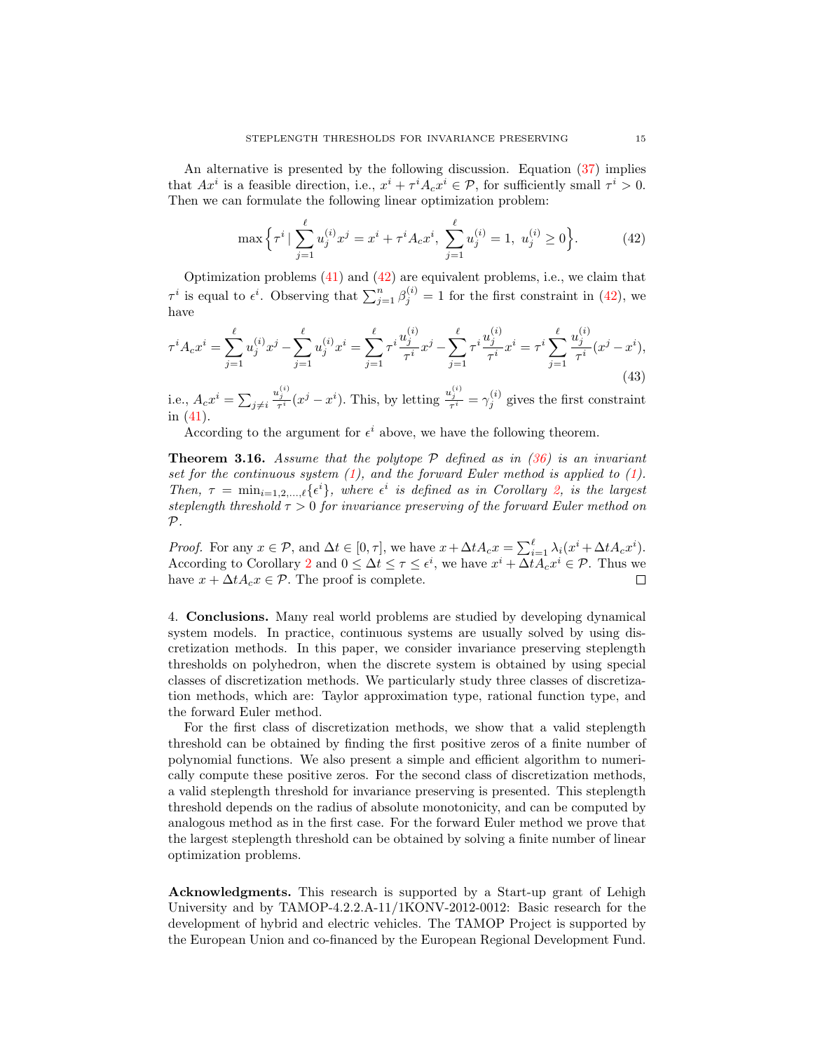An alternative is presented by the following discussion. Equation (37) implies that $Ax^i$ is a feasible direction, i.e., $x^i + \tau^i A_c x^i \in \mathcal{P}$, for sufficiently small $\tau^i > 0$. Then we can formulate the following linear optimization problem:

$$\max\Big\{\tau^i \mid \sum_{j=1}^{\ell} u_j^{(i)} x^j = x^i + \tau^i A_c x^i,\ \sum_{j=1}^{\ell} u_j^{(i)} = 1,\ u_j^{(i)} \geq 0\Big\}. \tag{42}$$

Optimization problems (41) and (42) are equivalent problems, i.e., we claim that $\tau^i$ is equal to $\epsilon^i$. Observing that $\sum_{j=1}^{n} \beta_j^{(i)} = 1$ for the first constraint in (42), we have

$$\tau^i A_c x^i = \sum_{j=1}^{\ell} u_j^{(i)} x^j - \sum_{j=1}^{\ell} u_j^{(i)} x^i = \sum_{j=1}^{\ell} \tau^i \frac{u_j^{(i)}}{\tau^i} x^j - \sum_{j=1}^{\ell} \tau^i \frac{u_j^{(i)}}{\tau^i} x^i = \tau^i \sum_{j=1}^{\ell} \frac{u_j^{(i)}}{\tau^i}(x^j - x^i), \tag{43}$$

i.e., $A_c x^i = \sum_{j \neq i} \frac{u_j^{(i)}}{\tau^i}(x^j - x^i)$. This, by letting $\frac{u_j^{(i)}}{\tau^i} = \gamma_j^{(i)}$ gives the first constraint in (41).

According to the argument for $\epsilon^i$ above, we have the following theorem.

**Theorem 3.16.** *Assume that the polytope $\mathcal{P}$ defined as in (36) is an invariant set for the continuous system (1), and the forward Euler method is applied to (1). Then, $\tau = \min_{i=1,2,\ldots,\ell}\{\epsilon^i\}$, where $\epsilon^i$ is defined as in Corollary 2, is the largest steplength threshold $\tau > 0$ for invariance preserving of the forward Euler method on $\mathcal{P}$.*

*Proof.* For any $x \in \mathcal{P}$, and $\Delta t \in [0, \tau]$, we have $x + \Delta t A_c x = \sum_{i=1}^{\ell} \lambda_i (x^i + \Delta t A_c x^i)$. According to Corollary 2 and $0 \leq \Delta t \leq \tau \leq \epsilon^i$, we have $x^i + \Delta t A_c x^i \in \mathcal{P}$. Thus we have $x + \Delta t A_c x \in \mathcal{P}$. The proof is complete. ∎

## 4. Conclusions.

Many real world problems are studied by developing dynamical system models. In practice, continuous systems are usually solved by using discretization methods. In this paper, we consider invariance preserving steplength thresholds on polyhedron, when the discrete system is obtained by using special classes of discretization methods. We particularly study three classes of discretization methods, which are: Taylor approximation type, rational function type, and the forward Euler method.

For the first class of discretization methods, we show that a valid steplength threshold can be obtained by finding the first positive zeros of a finite number of polynomial functions. We also present a simple and efficient algorithm to numerically compute these positive zeros. For the second class of discretization methods, a valid steplength threshold for invariance preserving is presented. This steplength threshold depends on the radius of absolute monotonicity, and can be computed by analogous method as in the first case. For the forward Euler method we prove that the largest steplength threshold can be obtained by solving a finite number of linear optimization problems.

**Acknowledgments.** This research is supported by a Start-up grant of Lehigh University and by TAMOP-4.2.2.A-11/1KONV-2012-0012: Basic research for the development of hybrid and electric vehicles. The TAMOP Project is supported by the European Union and co-financed by the European Regional Development Fund.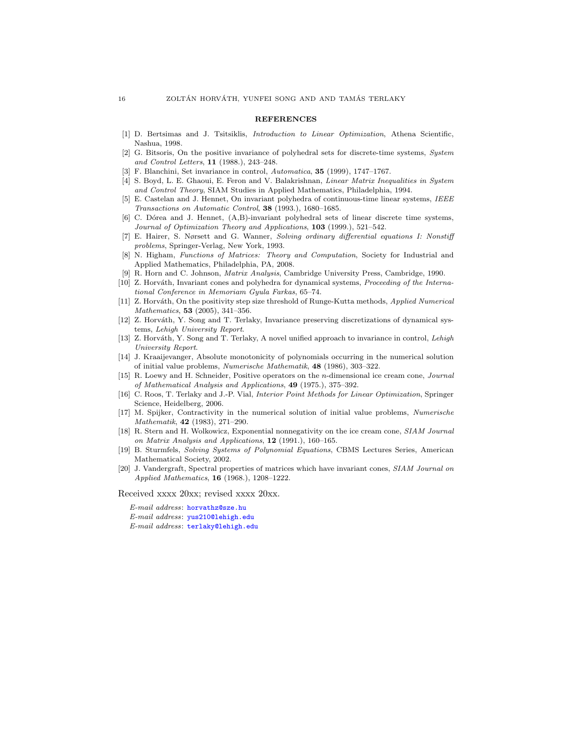## REFERENCES

[1] D. Bertsimas and J. Tsitsiklis, *Introduction to Linear Optimization*, Athena Scientific, Nashua, 1998.

[2] G. Bitsoris, On the positive invariance of polyhedral sets for discrete-time systems, *System and Control Letters*, **11** (1988.), 243–248.

[3] F. Blanchini, Set invariance in control, *Automatica*, **35** (1999), 1747–1767.

[4] S. Boyd, L. E. Ghaoui, E. Feron and V. Balakrishnan, *Linear Matrix Inequalities in System and Control Theory*, SIAM Studies in Applied Mathematics, Philadelphia, 1994.

[5] E. Castelan and J. Hennet, On invariant polyhedra of continuous-time linear systems, *IEEE Transactions on Automatic Control*, **38** (1993.), 1680–1685.

[6] C. Dórea and J. Hennet, (A,B)-invariant polyhedral sets of linear discrete time systems, *Journal of Optimization Theory and Applications*, **103** (1999.), 521–542.

[7] E. Hairer, S. Nørsett and G. Wanner, *Solving ordinary differential equations I: Nonstiff problems*, Springer-Verlag, New York, 1993.

[8] N. Higham, *Functions of Matrices: Theory and Computation*, Society for Industrial and Applied Mathematics, Philadelphia, PA, 2008.

[9] R. Horn and C. Johnson, *Matrix Analysis*, Cambridge University Press, Cambridge, 1990.

[10] Z. Horváth, Invariant cones and polyhedra for dynamical systems, *Proceeding of the International Conference in Memoriam Gyula Farkas*, 65–74.

[11] Z. Horváth, On the positivity step size threshold of Runge-Kutta methods, *Applied Numerical Mathematics*, **53** (2005), 341–356.

[12] Z. Horváth, Y. Song and T. Terlaky, Invariance preserving discretizations of dynamical systems, *Lehigh University Report*.

[13] Z. Horváth, Y. Song and T. Terlaky, A novel unified approach to invariance in control, *Lehigh University Report*.

[14] J. Kraaijevanger, Absolute monotonicity of polynomials occurring in the numerical solution of initial value problems, *Numerische Mathematik*, **48** (1986), 303–322.

[15] R. Loewy and H. Schneider, Positive operators on the $n$-dimensional ice cream cone, *Journal of Mathematical Analysis and Applications*, **49** (1975.), 375–392.

[16] C. Roos, T. Terlaky and J.-P. Vial, *Interior Point Methods for Linear Optimization*, Springer Science, Heidelberg, 2006.

[17] M. Spijker, Contractivity in the numerical solution of initial value problems, *Numerische Mathematik*, **42** (1983), 271–290.

[18] R. Stern and H. Wolkowicz, Exponential nonnegativity on the ice cream cone, *SIAM Journal on Matrix Analysis and Applications*, **12** (1991.), 160–165.

[19] B. Sturmfels, *Solving Systems of Polynomial Equations*, CBMS Lectures Series, American Mathematical Society, 2002.

[20] J. Vandergraft, Spectral properties of matrices which have invariant cones, *SIAM Journal on Applied Mathematics*, **16** (1968.), 1208–1222.

Received xxxx 20xx; revised xxxx 20xx.

*E-mail address*: horvathz@sze.hu
*E-mail address*: yus210@lehigh.edu
*E-mail address*: terlaky@lehigh.edu